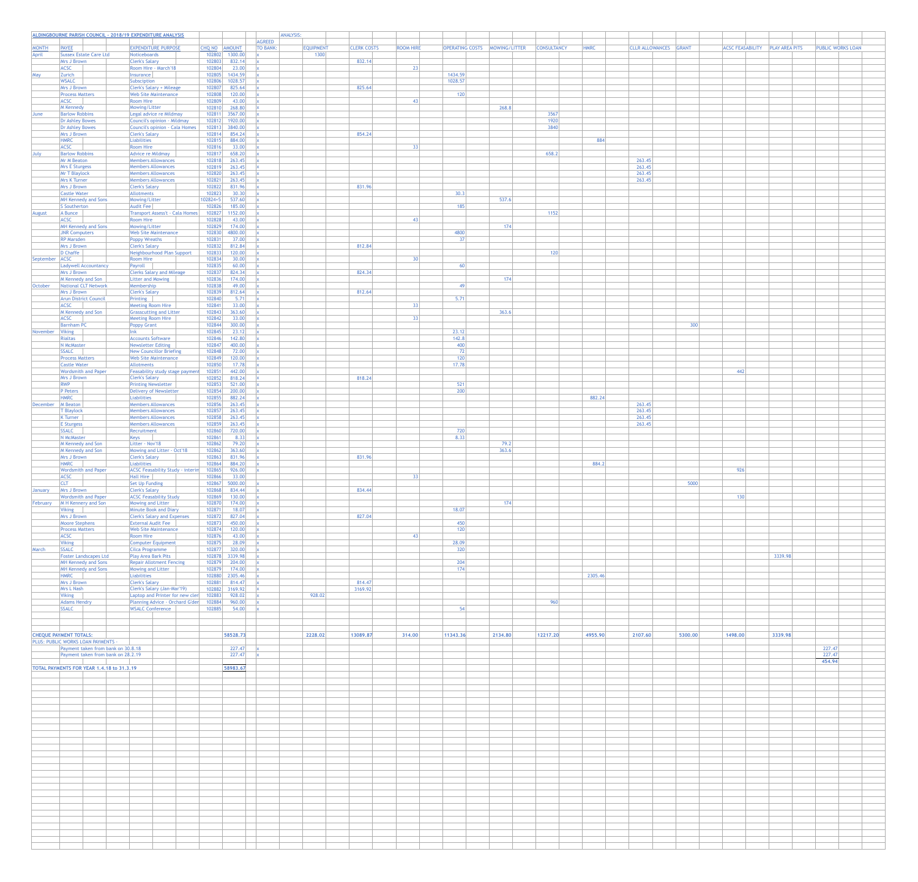| ALDINGBOURNE PARISH COUNCIL - 2018/19 EXPENDITURE ANALYSIS | | | | | | ANALYSIS: | | | | | | | | | | | |
|---|---|---|---|---|---|---|---|---|---|---|---|---|---|---|---|---|---|
| | | | | | AGREED | | | | | | | | | | | | |
| MONTH | PAYEE | EXPENDITURE PURPOSE | CHQ NO | AMOUNT | TO BANK: | EQUIPMENT | CLERK COSTS | ROOM HIRE | OPERATING COSTS | MOWING/LITTER | CONSULTANCY | HMRC | CLLR ALLOWANCES | GRANT | ACSC FEASABILITY | PLAY AREA PITS | PUBLIC WORKS LOAN |
| April | Sussex Estate Care Ltd | Noticeboards | 102802 | 1300.00 | x | 1300 | | | | | | | | | | | |
| | Mrs J Brown | Clerk's Salary | 102803 | 832.14 | x | | 832.14 | | | | | | | | | | |
| | ACSC | Room Hire - March'18 | 102804 | 23.00 | x | | | 23 | | | | | | | | | |
| May | Zurich | Insurance | 102805 | 1434.59 | x | | | | 1434.59 | | | | | | | | |
| | WSALC | Subsciption | 102806 | 1028.57 | x | | | | 1028.57 | | | | | | | | |
| | Mrs J Brown | Clerk's Salary + Mileage | 102807 | 825.64 | x | | 825.64 | | | | | | | | | | |
| | Process Matters | Web Site Maintenance | 102808 | 120.00 | x | | | | 120 | | | | | | | | |
| | ACSC | Room Hire | 102809 | 43.00 | x | | | 43 | | | | | | | | | |
| | M Kennedy | Mowing/Litter | 102810 | 268.80 | x | | | | | 268.8 | | | | | | | |
| June | Barlow Robbins | Legal advice re Mildmay | 102811 | 3567.00 | x | | | | | | 3567 | | | | | | |
| | Dr Ashley Bowes | Council's opinion - Mildmay | 102812 | 1920.00 | x | | | | | | 1920 | | | | | | |
| | Dr Ashley Bowes | Council's opinion - Cala Homes | 102813 | 3840.00 | x | | | | | | 3840 | | | | | | |
| | Mrs J Brown | Clerk's Salary | 102814 | 854.24 | x | | 854.24 | | | | | | | | | | |
| | HMRC | Liabilities | 102815 | 884.00 | x | | | | | | | 884 | | | | | |
| | ACSC | Room Hire | 102816 | 33.00 | x | | | 33 | | | | | | | | | |
| July | Barlow Robbins | Advice re Mildmay | 102817 | 658.20 | x | | | | | | 658.2 | | | | | | |
| | Mr M Beaton | Members Allowances | 102818 | 263.45 | x | | | | | | | | 263.45 | | | | |
| | Mrs E Sturgess | Members Allowances | 102819 | 263.45 | x | | | | | | | | 263.45 | | | | |
| | Mr T Blaylock | Members Allowances | 102820 | 263.45 | x | | | | | | | | 263.45 | | | | |
| | Mrs K Turner | Members Allowances | 102821 | 263.45 | x | | | | | | | | 263.45 | | | | |
| | Mrs J Brown | Clerk's Salary | 102822 | 831.96 | x | | 831.96 | | | | | | | | | | |
| | Castle Water | Allotments | 102823 | 30.30 | x | | | | 30.3 | | | | | | | | |
| | MH Kennedy and Sons | Mowing/Litter | 102824+5 | 537.60 | x | | | | | 537.6 | | | | | | | |
| | S Southerton | Audit Fee | 102826 | 185.00 | x | | | | 185 | | | | | | | | |
| August | A Bunce | Transport Assess't - Cala Homes | 102827 | 1152.00 | x | | | | | | 1152 | | | | | | |
| | ACSC | Room Hire | 102828 | 43.00 | x | | | 43 | | | | | | | | | |
| | MH Kennedy and Sons | Mowing/Litter | 102829 | 174.00 | x | | | | | 174 | | | | | | | |
| | JNR Computers | Web Site Maintenance | 102830 | 4800.00 | x | | | | 4800 | | | | | | | | |
| | RP Marsden | Poppy Wreaths | 102831 | 37.00 | x | | | | 37 | | | | | | | | |
| | Mrs J Brown | Clerk's Salary | 102832 | 812.84 | x | | 812.84 | | | | | | | | | | |
| | D Chaffe | Neighbourhood Plan Support | 102833 | 120.00 | x | | | | | | 120 | | | | | | |
| September | ACSC | Room Hire | 102834 | 30.00 | x | | | 30 | | | | | | | | | |
| | Ladywell Accountancy | Payroll | 102835 | 60.00 | x | | | | 60 | | | | | | | | |
| | Mrs J Brown | Clerks Salary and Mileage | 102837 | 824.34 | x | | 824.34 | | | | | | | | | | |
| | M Kennedy and Son | Litter and Mowing | 102836 | 174.00 | x | | | | | 174 | | | | | | | |
| October | National CLT Network | Membership | 102838 | 49.00 | x | | | | 49 | | | | | | | | |
| | Mrs J Brown | Clerk's Salary | 102839 | 812.64 | x | | 812.64 | | | | | | | | | | |
| | Arun District Council | Printing | 102840 | 5.71 | x | | | | 5.71 | | | | | | | | |
| | ACSC | Meeting Room Hire | 102841 | 33.00 | x | | | 33 | | | | | | | | | |
| | M Kennedy and Son | Grasscutting and Litter | 102843 | 363.60 | x | | | | | 363.6 | | | | | | | |
| | ACSC | Meeting Room Hire | 102842 | 33.00 | x | | | 33 | | | | | | | | | |
| | Barnham PC | Poppy Grant | 102844 | 300.00 | x | | | | | | | | | 300 | | | |
| November | Viking | Ink | 102845 | 23.12 | x | | | | 23.12 | | | | | | | | |
| | Rialtas | Accounts Software | 102846 | 142.80 | x | | | | 142.8 | | | | | | | | |
| | N McMaster | Newsletter Editing | 102847 | 400.00 | x | | | | 400 | | | | | | | | |
| | SSALC | New Councillor Briefing | 102848 | 72.00 | x | | | | 72 | | | | | | | | |
| | Process Matters | Web Site Maintenance | 102849 | 120.00 | x | | | | 120 | | | | | | | | |
| | Castle Water | Allotments | 102850 | 17.78 | x | | | | 17.78 | | | | | | | | |
| | Wordsmith and Paper | Feasability study stage payment | 102851 | 442.00 | x | | | | | | | | | | 442 | | |
| | Mrs J Brown | Clerk's Salary | 102852 | 818.24 | x | | 818.24 | | | | | | | | | | |
| | RWP | Printing Newsletter | 102853 | 521.00 | x | | | | 521 | | | | | | | | |
| | P Peters | Delivery of Newsletter | 102854 | 200.00 | x | | | | 200 | | | | | | | | |
| | HMRC | Liabilities | 102855 | 882.24 | x | | | | | | | 882.24 | | | | | |
| December | M Beaton | Members Allowances | 102856 | 263.45 | x | | | | | | | | 263.45 | | | | |
| | T Blaylock | Members Allowances | 102857 | 263.45 | x | | | | | | | | 263.45 | | | | |
| | K Turner | Members Allowances | 102858 | 263.45 | x | | | | | | | | 263.45 | | | | |
| | E Sturgess | Members Allowances | 102859 | 263.45 | x | | | | | | | | 263.45 | | | | |
| | SSALC | Recruitment | 102860 | 720.00 | x | | | | 720 | | | | | | | | |
| | N McMaster | Keys | 102861 | 8.33 | x | | | | 8.33 | | | | | | | | |
| | M Kennedy and Son | Litter - Nov'18 | 102862 | 79.20 | x | | | | | 79.2 | | | | | | | |
| | M Kennedy and Son | Mowing and Litter - Oct'18 | 102862 | 363.60 | x | | | | | 363.6 | | | | | | | |
| | Mrs J Brown | Clerk's Salary | 102863 | 831.96 | x | | 831.96 | | | | | | | | | | |
| | HMRC | Liabilities | 102864 | 884.20 | x | | | | | | | 884.2 | | | | | |
| | Wordsmith and Paper | ACSC Feasability Study - interim | 102865 | 926.00 | x | | | | | | | | | | 926 | | |
| | ACSC | Hall Hire | 102866 | 33.00 | | | | 33 | | | | | | | | | |
| | CLT | Set Up Funding | 102867 | 5000.00 | x | | | | | | | | | 5000 | | | |
| January | Mrs J Brown | Clerk's Salary | 102868 | 834.44 | x | | 834.44 | | | | | | | | | | |
| | Wordsmith and Paper | ACSC Feasability Study | 102869 | 130.00 | x | | | | | | | | | | 130 | | |
| February | M H Kennery and Son | Mowing and Litter | 102870 | 174.00 | x | | | | | 174 | | | | | | | |
| | Viking | Minute Book and Diary | 102871 | 18.07 | x | | | | 18.07 | | | | | | | | |
| | Mrs J Brown | Clerk's Salary and Expenses | 102872 | 827.04 | x | | 827.04 | | | | | | | | | | |
| | Moore Stephens | External Audit Fee | 102873 | 450.00 | x | | | | 450 | | | | | | | | |
| | Process Matters | Web Site Maintenance | 102874 | 120.00 | x | | | | 120 | | | | | | | | |
| | ACSC | Room Hire | 102876 | 43.00 | x | | | 43 | | | | | | | | | |
| | Viking | Computer Equipment | 102875 | 28.09 | x | | | | 28.09 | | | | | | | | |
| March | SSALC | Cilca Programme | 102877 | 320.00 | x | | | | 320 | | | | | | | | |
| | Foster Landscapes Ltd | Play Area Bark Pits | 102878 | 3339.98 | x | | | | | | | | | | | 3339.98 | |
| | MH Kennedy and Sons | Repair Allotment Fencing | 102879 | 204.00 | x | | | | 204 | | | | | | | | |
| | MH Kennedy and Sons | Mowing and Litter | 102879 | 174.00 | x | | | | 174 | | | | | | | | |
| | HMRC | Liabilities | 102880 | 2305.46 | x | | | | | | | 2305.46 | | | | | |
| | Mrs J Brown | Clerk's Salary | 102881 | 814.47 | x | | 814.47 | | | | | | | | | | |
| | Mrs L Nash | Clerk's Salary (Jan-Mar'19) | 102882 | 3169.92 | x | | 3169.92 | | | | | | | | | | |
| | Viking | Laptop and Printer for new clerk | 102883 | 928.02 | x | 928.02 | | | | | | | | | | | |
| | Adams Hendry | Planning Advice - Orchard G'dens | 102884 | 960.00 | x | | | | | | 960 | | | | | | |
| | SSALC | WSALC Conference | 102885 | 54.00 | x | | | | 54 | | | | | | | | |
| CHEQUE PAYMENT TOTALS: | | | | 58528.73 | | 2228.02 | 13089.87 | 314.00 | 11343.36 | 2134.80 | 12217.20 | 4955.90 | 2107.60 | 5300.00 | 1498.00 | 3339.98 | |
| PLUS: PUBLIC WORKS LOAN PAYMENTS - | | | | | | | | | | | | | | | | | |
| | Payment taken from bank on 30.8.18 | | | 227.47 | x | | | | | | | | | | | | 227.47 |
| | Payment taken from bank on 28.2.19 | | | 227.47 | x | | | | | | | | | | | | 227.47 |
| | | | | | | | | | | | | | | | | | 454.94 |
| TOTAL PAYMENTS FOR YEAR 1.4.18 to 31.3.19 | | | | 58983.67 | | | | | | | | | | | | | |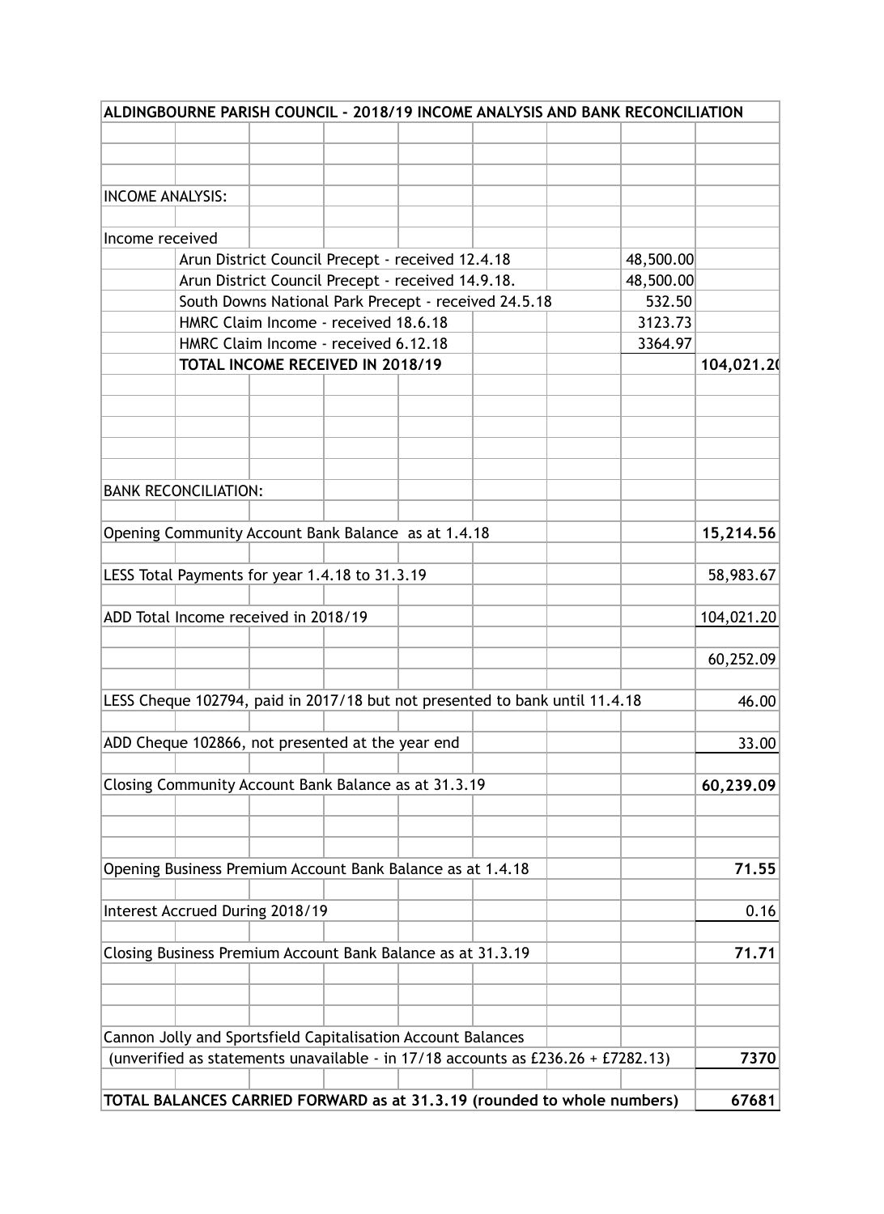# ALDINGBOURNE PARISH COUNCIL - 2018/19 INCOME ANALYSIS AND BANK RECONCILIATION

## INCOME ANALYSIS:

| | | |
|---|---|---|
| **Income received** | | |
| Arun District Council Precept - received 12.4.18 | 48,500.00 | |
| Arun District Council Precept - received 14.9.18. | 48,500.00 | |
| South Downs National Park Precept - received 24.5.18 | 532.50 | |
| HMRC Claim Income - received 18.6.18 | 3123.73 | |
| HMRC Claim Income - received 6.12.18 | 3364.97 | |
| **TOTAL INCOME RECEIVED IN 2018/19** | | **104,021.20** |

## BANK RECONCILIATION:

| | |
|---|---|
| Opening Community Account Bank Balance as at 1.4.18 | **15,214.56** |
| LESS Total Payments for year 1.4.18 to 31.3.19 | 58,983.67 |
| ADD Total Income received in 2018/19 | 104,021.20 |
| | 60,252.09 |
| LESS Cheque 102794, paid in 2017/18 but not presented to bank until 11.4.18 | 46.00 |
| ADD Cheque 102866, not presented at the year end | 33.00 |
| Closing Community Account Bank Balance as at 31.3.19 | **60,239.09** |
| | |
| Opening Business Premium Account Bank Balance as at 1.4.18 | **71.55** |
| Interest Accrued During 2018/19 | 0.16 |
| Closing Business Premium Account Bank Balance as at 31.3.19 | **71.71** |
| | |
| Cannon Jolly and Sportsfield Capitalisation Account Balances (unverified as statements unavailable - in 17/18 accounts as £236.26 + £7282.13) | 7370 |
| **TOTAL BALANCES CARRIED FORWARD as at 31.3.19 (rounded to whole numbers)** | **67681** |